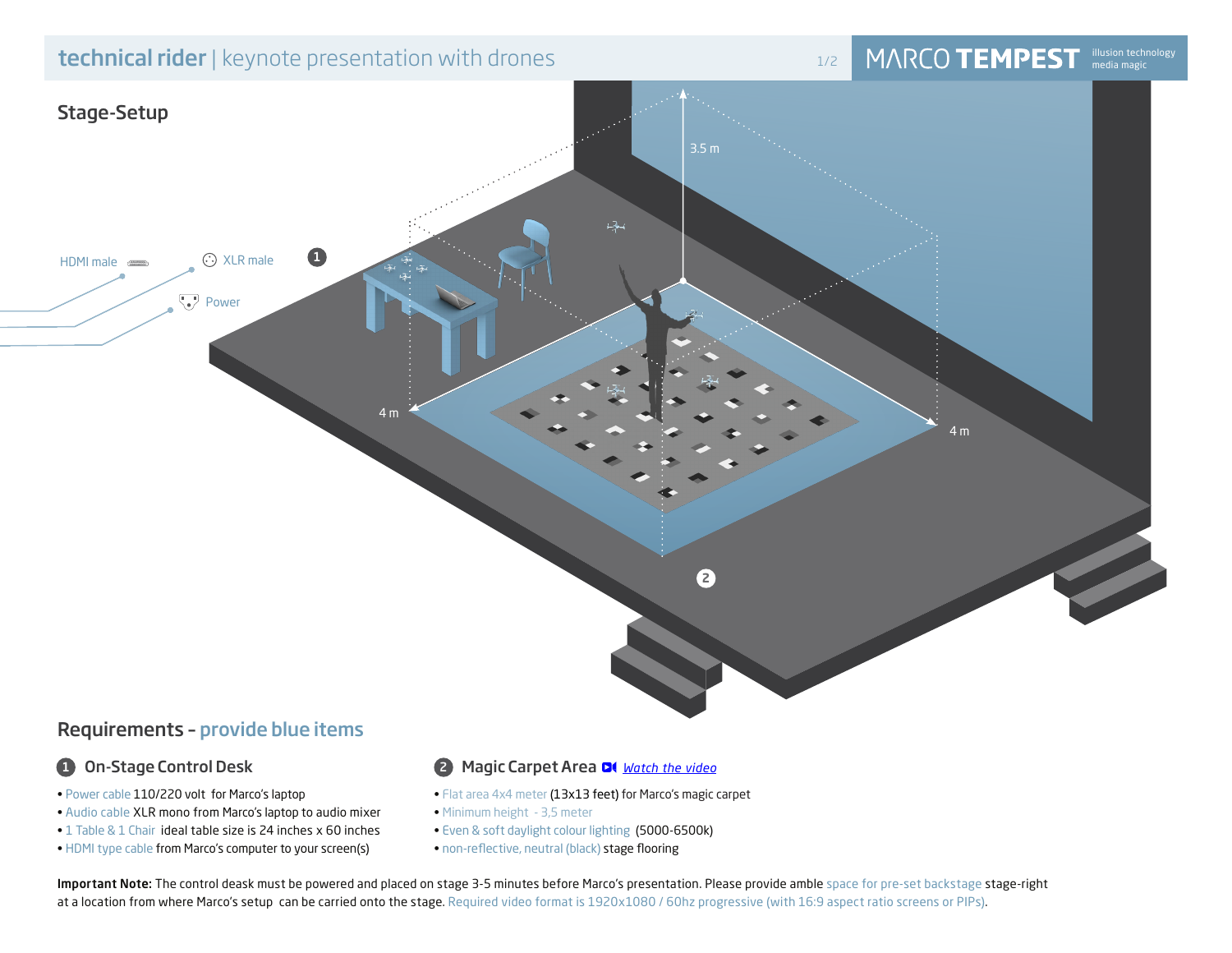# technical rider | keynote presentation with drones

MARCO TEMPEST illusion technology media magic

## Stage-Setup

HDMI male

XLR male

Power

3.5 m

4 m

4 m

## Requirements - provide blue items

### 1 On-Stage Control Desk

- Power cable 110/220 volt for Marco's laptop
- Audio cable XLR mono from Marco's laptop to audio mixer
- 1 Table & 1 Chair ideal table size is 24 inches x 60 inches
- HDMI type cable from Marco's computer to your screen(s)

### 2 Magic Carpet Area Watch the video

- Flat area 4x4 meter (13x13 feet) for Marco's magic carpet
- Minimum height - 3,5 meter
- Even & soft daylight colour lighting (5000-6500k)
- non-reflective, neutral (black) stage flooring

**Important Note:** The control desk must be powered and placed on stage 3-5 minutes before Marco's presentation. Please provide amble space for pre-set backstage stage-right at a location from where Marco's setup can be carried onto the stage. Required video format is 1920x1080 / 60hz progressive (with 16:9 aspect ratio screens or PIPs).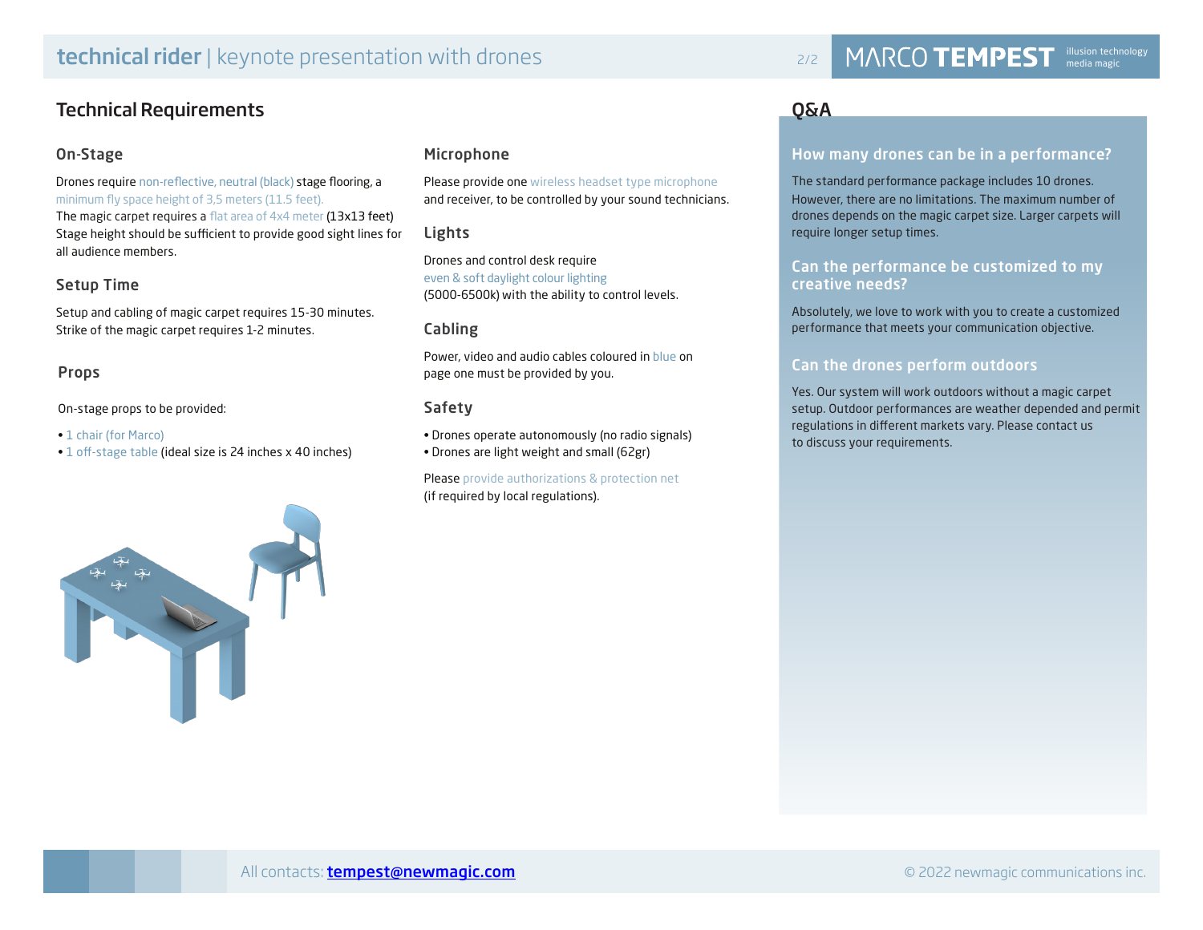# technical rider | keynote presentation with drones

## Technical Requirements

### On-Stage

Drones require non-reflective, neutral (black) stage flooring, a minimum fly space height of 3,5 meters (11.5 feet).
The magic carpet requires a flat area of 4x4 meter (13x13 feet)
Stage height should be sufficient to provide good sight lines for all audience members.

### Setup Time

Setup and cabling of magic carpet requires 15-30 minutes.
Strike of the magic carpet requires 1-2 minutes.

### Props

On-stage props to be provided:

- 1 chair (for Marco)
- 1 off-stage table (ideal size is 24 inches x 40 inches)

### Microphone

Please provide one wireless headset type microphone and receiver, to be controlled by your sound technicians.

### Lights

Drones and control desk require
even & soft daylight colour lighting
(5000-6500k) with the ability to control levels.

### Cabling

Power, video and audio cables coloured in blue on page one must be provided by you.

### Safety

- Drones operate autonomously (no radio signals)
- Drones are light weight and small (62gr)

Please provide authorizations & protection net
(if required by local regulations).

## Q&A

### How many drones can be in a performance?

The standard performance package includes 10 drones. However, there are no limitations. The maximum number of drones depends on the magic carpet size. Larger carpets will require longer setup times.

### Can the performance be customized to my creative needs?

Absolutely, we love to work with you to create a customized performance that meets your communication objective.

### Can the drones perform outdoors

Yes. Our system will work outdoors without a magic carpet setup. Outdoor performances are weather depended and permit regulations in different markets vary. Please contact us to discuss your requirements.

All contacts: **tempest@newmagic.com**

© 2022 newmagic communications inc.